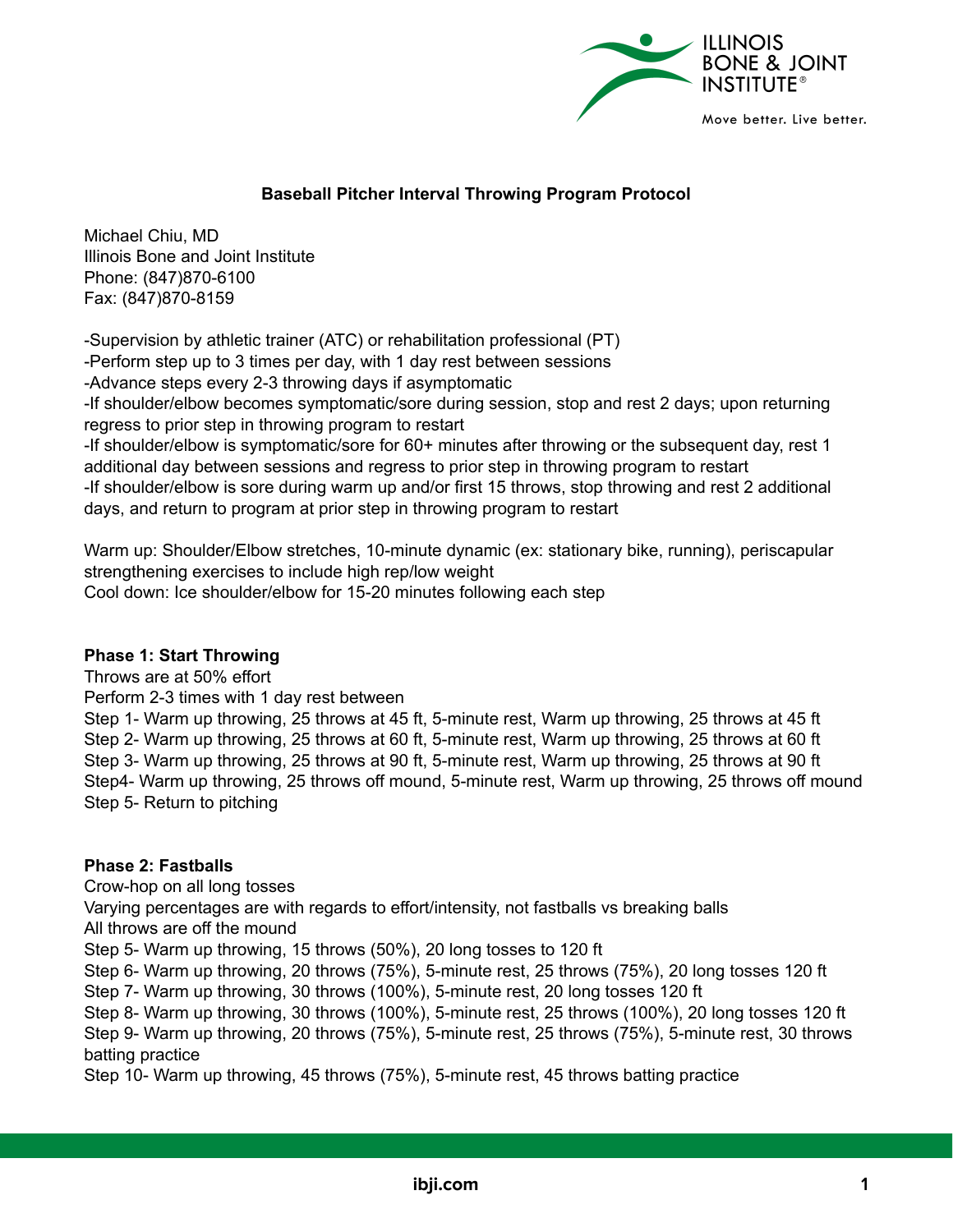**Baseball Pitcher Interval Throwing Program Protocol**

Michael Chiu, MD
Illinois Bone and Joint Institute
Phone: (847)870-6100
Fax: (847)870-8159

-Supervision by athletic trainer (ATC) or rehabilitation professional (PT)
-Perform step up to 3 times per day, with 1 day rest between sessions
-Advance steps every 2-3 throwing days if asymptomatic
-If shoulder/elbow becomes symptomatic/sore during session, stop and rest 2 days; upon returning regress to prior step in throwing program to restart
-If shoulder/elbow is symptomatic/sore for 60+ minutes after throwing or the subsequent day, rest 1 additional day between sessions and regress to prior step in throwing program to restart
-If shoulder/elbow is sore during warm up and/or first 15 throws, stop throwing and rest 2 additional days, and return to program at prior step in throwing program to restart

Warm up: Shoulder/Elbow stretches, 10-minute dynamic (ex: stationary bike, running), periscapular strengthening exercises to include high rep/low weight
Cool down: Ice shoulder/elbow for 15-20 minutes following each step

**Phase 1: Start Throwing**

Throws are at 50% effort
Perform 2-3 times with 1 day rest between
Step 1- Warm up throwing, 25 throws at 45 ft, 5-minute rest, Warm up throwing, 25 throws at 45 ft
Step 2- Warm up throwing, 25 throws at 60 ft, 5-minute rest, Warm up throwing, 25 throws at 60 ft
Step 3- Warm up throwing, 25 throws at 90 ft, 5-minute rest, Warm up throwing, 25 throws at 90 ft
Step4- Warm up throwing, 25 throws off mound, 5-minute rest, Warm up throwing, 25 throws off mound
Step 5- Return to pitching

**Phase 2: Fastballs**

Crow-hop on all long tosses
Varying percentages are with regards to effort/intensity, not fastballs vs breaking balls
All throws are off the mound
Step 5- Warm up throwing, 15 throws (50%), 20 long tosses to 120 ft
Step 6- Warm up throwing, 20 throws (75%), 5-minute rest, 25 throws (75%), 20 long tosses 120 ft
Step 7- Warm up throwing, 30 throws (100%), 5-minute rest, 20 long tosses 120 ft
Step 8- Warm up throwing, 30 throws (100%), 5-minute rest, 25 throws (100%), 20 long tosses 120 ft
Step 9- Warm up throwing, 20 throws (75%), 5-minute rest, 25 throws (75%), 5-minute rest, 30 throws batting practice
Step 10- Warm up throwing, 45 throws (75%), 5-minute rest, 45 throws batting practice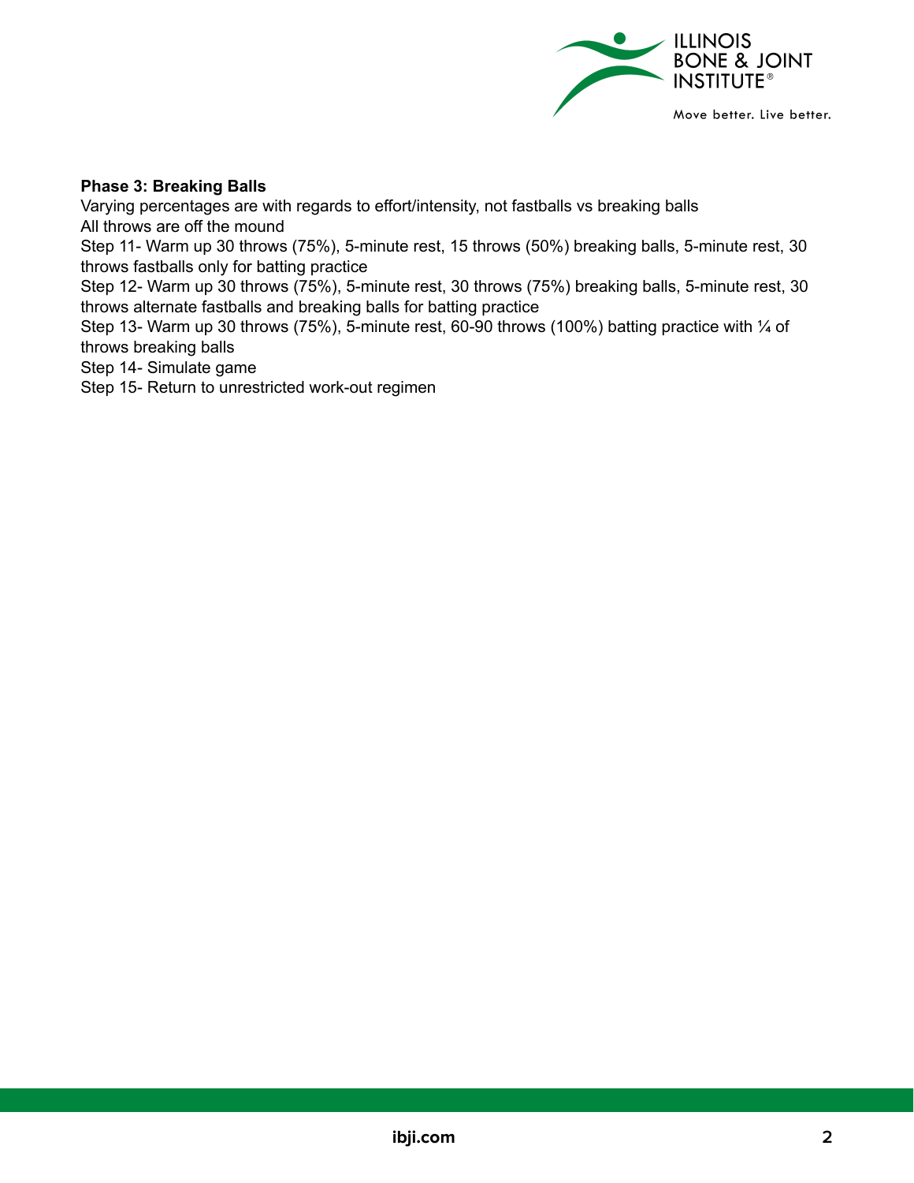**Phase 3: Breaking Balls**

Varying percentages are with regards to effort/intensity, not fastballs vs breaking balls

All throws are off the mound

Step 11- Warm up 30 throws (75%), 5-minute rest, 15 throws (50%) breaking balls, 5-minute rest, 30 throws fastballs only for batting practice

Step 12- Warm up 30 throws (75%), 5-minute rest, 30 throws (75%) breaking balls, 5-minute rest, 30 throws alternate fastballs and breaking balls for batting practice

Step 13- Warm up 30 throws (75%), 5-minute rest, 60-90 throws (100%) batting practice with ¼ of throws breaking balls

Step 14- Simulate game

Step 15- Return to unrestricted work-out regimen